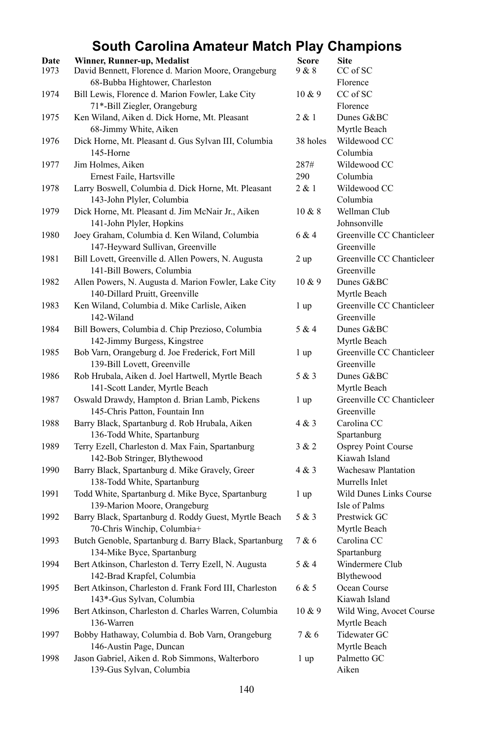# South Carolina Amateur Match Play Champions

| Date | Winner, Runner-up, Medalist | Score | Site |
|---|---|---|---|
| 1973 | David Bennett, Florence d. Marion Moore, Orangeburg<br>68-Bubba Hightower, Charleston | 9 & 8 | CC of SC<br>Florence |
| 1974 | Bill Lewis, Florence d. Marion Fowler, Lake City<br>71*-Bill Ziegler, Orangeburg | 10 & 9 | CC of SC<br>Florence |
| 1975 | Ken Wiland, Aiken d. Dick Horne, Mt. Pleasant<br>68-Jimmy White, Aiken | 2 & 1 | Dunes G&BC<br>Myrtle Beach |
| 1976 | Dick Horne, Mt. Pleasant d. Gus Sylvan III, Columbia<br>145-Horne | 38 holes | Wildewood CC<br>Columbia |
| 1977 | Jim Holmes, Aiken<br>Ernest Faile, Hartsville | 287#<br>290 | Wildewood CC<br>Columbia |
| 1978 | Larry Boswell, Columbia d. Dick Horne, Mt. Pleasant<br>143-John Plyler, Columbia | 2 & 1 | Wildewood CC<br>Columbia |
| 1979 | Dick Horne, Mt. Pleasant d. Jim McNair Jr., Aiken<br>141-John Plyler, Hopkins | 10 & 8 | Wellman Club<br>Johnsonville |
| 1980 | Joey Graham, Columbia d. Ken Wiland, Columbia<br>147-Heyward Sullivan, Greenville | 6 & 4 | Greenville CC Chanticleer<br>Greenville |
| 1981 | Bill Lovett, Greenville d. Allen Powers, N. Augusta<br>141-Bill Bowers, Columbia | 2 up | Greenville CC Chanticleer<br>Greenville |
| 1982 | Allen Powers, N. Augusta d. Marion Fowler, Lake City<br>140-Dillard Pruitt, Greenville | 10 & 9 | Dunes G&BC<br>Myrtle Beach |
| 1983 | Ken Wiland, Columbia d. Mike Carlisle, Aiken<br>142-Wiland | 1 up | Greenville CC Chanticleer<br>Greenville |
| 1984 | Bill Bowers, Columbia d. Chip Prezioso, Columbia<br>142-Jimmy Burgess, Kingstree | 5 & 4 | Dunes G&BC<br>Myrtle Beach |
| 1985 | Bob Varn, Orangeburg d. Joe Frederick, Fort Mill<br>139-Bill Lovett, Greenville | 1 up | Greenville CC Chanticleer<br>Greenville |
| 1986 | Rob Hrubala, Aiken d. Joel Hartwell, Myrtle Beach<br>141-Scott Lander, Myrtle Beach | 5 & 3 | Dunes G&BC<br>Myrtle Beach |
| 1987 | Oswald Drawdy, Hampton d. Brian Lamb, Pickens<br>145-Chris Patton, Fountain Inn | 1 up | Greenville CC Chanticleer<br>Greenville |
| 1988 | Barry Black, Spartanburg d. Rob Hrubala, Aiken<br>136-Todd White, Spartanburg | 4 & 3 | Carolina CC<br>Spartanburg |
| 1989 | Terry Ezell, Charleston d. Max Fain, Spartanburg<br>142-Bob Stringer, Blythewood | 3 & 2 | Osprey Point Course<br>Kiawah Island |
| 1990 | Barry Black, Spartanburg d. Mike Gravely, Greer<br>138-Todd White, Spartanburg | 4 & 3 | Wachesaw Plantation<br>Murrells Inlet |
| 1991 | Todd White, Spartanburg d. Mike Byce, Spartanburg<br>139-Marion Moore, Orangeburg | 1 up | Wild Dunes Links Course<br>Isle of Palms |
| 1992 | Barry Black, Spartanburg d. Roddy Guest, Myrtle Beach<br>70-Chris Winchip, Columbia+ | 5 & 3 | Prestwick GC<br>Myrtle Beach |
| 1993 | Butch Genoble, Spartanburg d. Barry Black, Spartanburg<br>134-Mike Byce, Spartanburg | 7 & 6 | Carolina CC<br>Spartanburg |
| 1994 | Bert Atkinson, Charleston d. Terry Ezell, N. Augusta<br>142-Brad Krapfel, Columbia | 5 & 4 | Windermere Club<br>Blythewood |
| 1995 | Bert Atkinson, Charleston d. Frank Ford III, Charleston<br>143*-Gus Sylvan, Columbia | 6 & 5 | Ocean Course<br>Kiawah Island |
| 1996 | Bert Atkinson, Charleston d. Charles Warren, Columbia<br>136-Warren | 10 & 9 | Wild Wing, Avocet Course<br>Myrtle Beach |
| 1997 | Bobby Hathaway, Columbia d. Bob Varn, Orangeburg<br>146-Austin Page, Duncan | 7 & 6 | Tidewater GC<br>Myrtle Beach |
| 1998 | Jason Gabriel, Aiken d. Rob Simmons, Walterboro<br>139-Gus Sylvan, Columbia | 1 up | Palmetto GC<br>Aiken |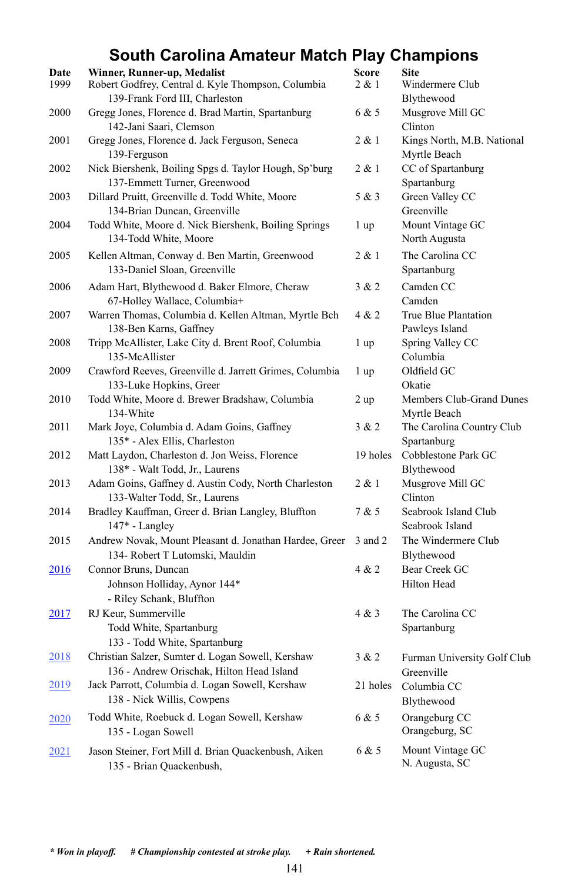# South Carolina Amateur Match Play Champions

| Date | Winner, Runner-up, Medalist | Score | Site |
|---|---|---|---|
| 1999 | Robert Godfrey, Central d. Kyle Thompson, Columbia<br>139-Frank Ford III, Charleston | 2 & 1 | Windermere Club<br>Blythewood |
| 2000 | Gregg Jones, Florence d. Brad Martin, Spartanburg<br>142-Jani Saari, Clemson | 6 & 5 | Musgrove Mill GC<br>Clinton |
| 2001 | Gregg Jones, Florence d. Jack Ferguson, Seneca<br>139-Ferguson | 2 & 1 | Kings North, M.B. National<br>Myrtle Beach |
| 2002 | Nick Biershenk, Boiling Spgs d. Taylor Hough, Sp'burg<br>137-Emmett Turner, Greenwood | 2 & 1 | CC of Spartanburg<br>Spartanburg |
| 2003 | Dillard Pruitt, Greenville d. Todd White, Moore<br>134-Brian Duncan, Greenville | 5 & 3 | Green Valley CC<br>Greenville |
| 2004 | Todd White, Moore d. Nick Biershenk, Boiling Springs<br>134-Todd White, Moore | 1 up | Mount Vintage GC<br>North Augusta |
| 2005 | Kellen Altman, Conway d. Ben Martin, Greenwood<br>133-Daniel Sloan, Greenville | 2 & 1 | The Carolina CC<br>Spartanburg |
| 2006 | Adam Hart, Blythewood d. Baker Elmore, Cheraw<br>67-Holley Wallace, Columbia+ | 3 & 2 | Camden CC<br>Camden |
| 2007 | Warren Thomas, Columbia d. Kellen Altman, Myrtle Bch<br>138-Ben Karns, Gaffney | 4 & 2 | True Blue Plantation<br>Pawleys Island |
| 2008 | Tripp McAllister, Lake City d. Brent Roof, Columbia<br>135-McAllister | 1 up | Spring Valley CC<br>Columbia |
| 2009 | Crawford Reeves, Greenville d. Jarrett Grimes, Columbia<br>133-Luke Hopkins, Greer | 1 up | Oldfield GC<br>Okatie |
| 2010 | Todd White, Moore d. Brewer Bradshaw, Columbia<br>134-White | 2 up | Members Club-Grand Dunes<br>Myrtle Beach |
| 2011 | Mark Joye, Columbia d. Adam Goins, Gaffney<br>135* - Alex Ellis, Charleston | 3 & 2 | The Carolina Country Club<br>Spartanburg |
| 2012 | Matt Laydon, Charleston d. Jon Weiss, Florence<br>138* - Walt Todd, Jr., Laurens | 19 holes | Cobblestone Park GC<br>Blythewood |
| 2013 | Adam Goins, Gaffney d. Austin Cody, North Charleston<br>133-Walter Todd, Sr., Laurens | 2 & 1 | Musgrove Mill GC<br>Clinton |
| 2014 | Bradley Kauffman, Greer d. Brian Langley, Bluffton<br>147* - Langley | 7 & 5 | Seabrook Island Club<br>Seabrook Island |
| 2015 | Andrew Novak, Mount Pleasant d. Jonathan Hardee, Greer<br>134- Robert T Lutomski, Mauldin | 3 and 2 | The Windermere Club<br>Blythewood |
| 2016 | Connor Bruns, Duncan<br>Johnson Holliday, Aynor 144*<br>- Riley Schank, Bluffton | 4 & 2 | Bear Creek GC<br>Hilton Head |
| 2017 | RJ Keur, Summerville<br>Todd White, Spartanburg<br>133 - Todd White, Spartanburg | 4 & 3 | The Carolina CC<br>Spartanburg |
| 2018 | Christian Salzer, Sumter d. Logan Sowell, Kershaw<br>136 - Andrew Orischak, Hilton Head Island | 3 & 2 | Furman University Golf Club<br>Greenville |
| 2019 | Jack Parrott, Columbia d. Logan Sowell, Kershaw<br>138 - Nick Willis, Cowpens | 21 holes | Columbia CC<br>Blythewood |
| 2020 | Todd White, Roebuck d. Logan Sowell, Kershaw<br>135 - Logan Sowell | 6 & 5 | Orangeburg CC<br>Orangeburg, SC |
| 2021 | Jason Steiner, Fort Mill d. Brian Quackenbush, Aiken<br>135 - Brian Quackenbush, | 6 & 5 | Mount Vintage GC<br>N. Augusta, SC |

*\* Won in playoff.* *# Championship contested at stroke play.* *+ Rain shortened.*